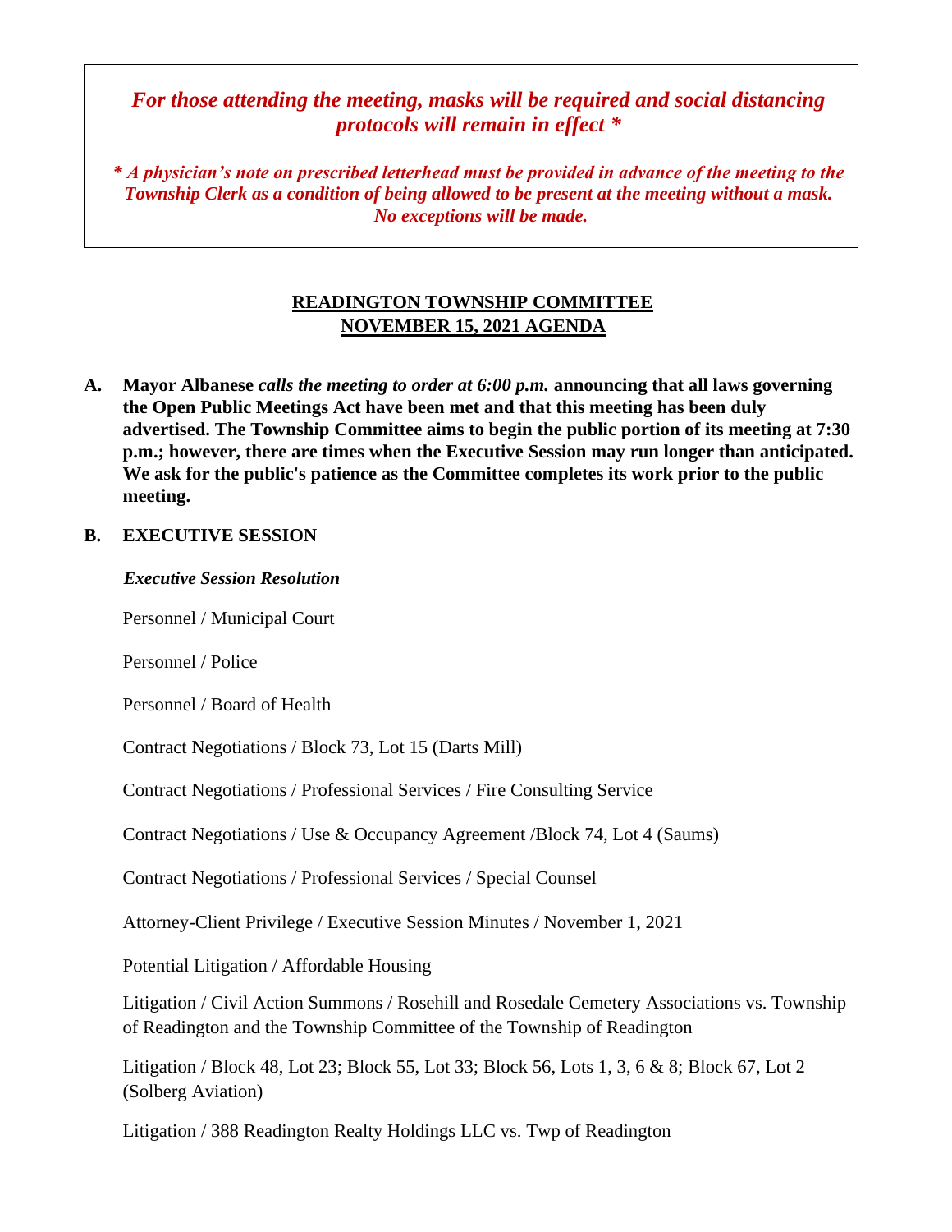***For those attending the meeting, masks will be required and social distancing protocols will remain in effect \****

***\* A physician's note on prescribed letterhead must be provided in advance of the meeting to the Township Clerk as a condition of being allowed to be present at the meeting without a mask. No exceptions will be made.***

## READINGTON TOWNSHIP COMMITTEE
## NOVEMBER 15, 2021 AGENDA

**A. Mayor Albanese** ***calls the meeting to order at 6:00 p.m.*** **announcing that all laws governing the Open Public Meetings Act have been met and that this meeting has been duly advertised. The Township Committee aims to begin the public portion of its meeting at 7:30 p.m.; however, there are times when the Executive Session may run longer than anticipated. We ask for the public's patience as the Committee completes its work prior to the public meeting.**

**B. EXECUTIVE SESSION**

***Executive Session Resolution***

Personnel / Municipal Court

Personnel / Police

Personnel / Board of Health

Contract Negotiations / Block 73, Lot 15 (Darts Mill)

Contract Negotiations / Professional Services / Fire Consulting Service

Contract Negotiations / Use & Occupancy Agreement /Block 74, Lot 4 (Saums)

Contract Negotiations / Professional Services / Special Counsel

Attorney-Client Privilege / Executive Session Minutes / November 1, 2021

Potential Litigation / Affordable Housing

Litigation / Civil Action Summons / Rosehill and Rosedale Cemetery Associations vs. Township of Readington and the Township Committee of the Township of Readington

Litigation / Block 48, Lot 23; Block 55, Lot 33; Block 56, Lots 1, 3, 6 & 8; Block 67, Lot 2 (Solberg Aviation)

Litigation / 388 Readington Realty Holdings LLC vs. Twp of Readington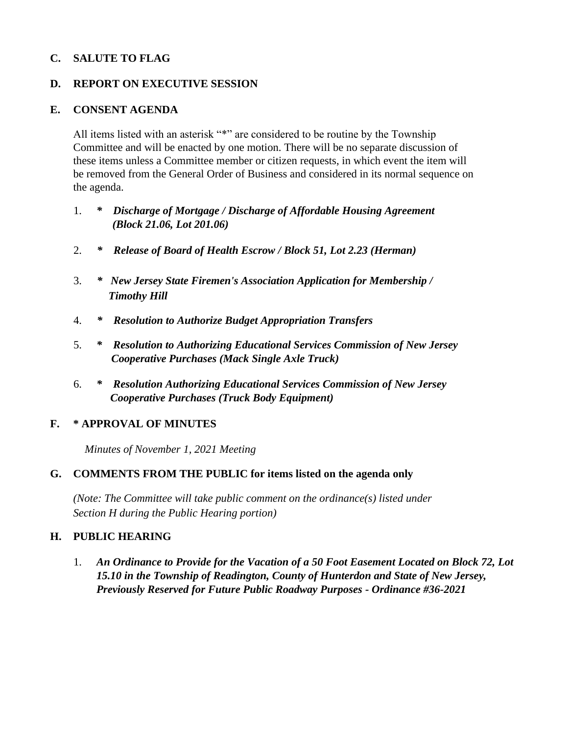## C. SALUTE TO FLAG

## D. REPORT ON EXECUTIVE SESSION

## E. CONSENT AGENDA

All items listed with an asterisk "*" are considered to be routine by the Township Committee and will be enacted by one motion. There will be no separate discussion of these items unless a Committee member or citizen requests, in which event the item will be removed from the General Order of Business and considered in its normal sequence on the agenda.

1. ***\* Discharge of Mortgage / Discharge of Affordable Housing Agreement (Block 21.06, Lot 201.06)***
2. ***\* Release of Board of Health Escrow / Block 51, Lot 2.23 (Herman)***
3. ***\* New Jersey State Firemen's Association Application for Membership / Timothy Hill***
4. ***\* Resolution to Authorize Budget Appropriation Transfers***
5. ***\* Resolution to Authorizing Educational Services Commission of New Jersey Cooperative Purchases (Mack Single Axle Truck)***
6. ***\* Resolution Authorizing Educational Services Commission of New Jersey Cooperative Purchases (Truck Body Equipment)***

## F. * APPROVAL OF MINUTES

*Minutes of November 1, 2021 Meeting*

## G. COMMENTS FROM THE PUBLIC for items listed on the agenda only

*(Note: The Committee will take public comment on the ordinance(s) listed under Section H during the Public Hearing portion)*

## H. PUBLIC HEARING

1. ***An Ordinance to Provide for the Vacation of a 50 Foot Easement Located on Block 72, Lot 15.10 in the Township of Readington, County of Hunterdon and State of New Jersey, Previously Reserved for Future Public Roadway Purposes - Ordinance #36-2021***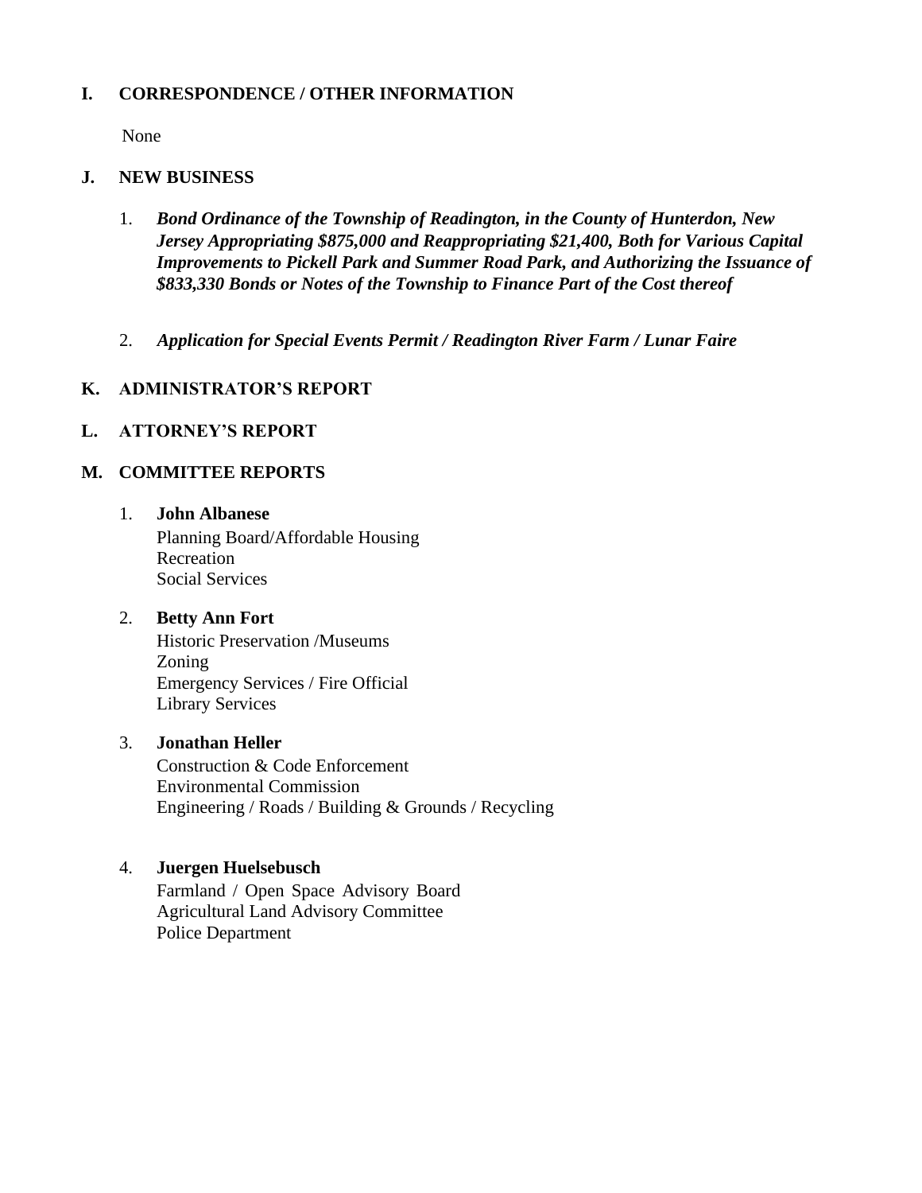## I. CORRESPONDENCE / OTHER INFORMATION

None

## J. NEW BUSINESS

1. ***Bond Ordinance of the Township of Readington, in the County of Hunterdon, New Jersey Appropriating $875,000 and Reappropriating $21,400, Both for Various Capital Improvements to Pickell Park and Summer Road Park, and Authorizing the Issuance of $833,330 Bonds or Notes of the Township to Finance Part of the Cost thereof***

2. ***Application for Special Events Permit / Readington River Farm / Lunar Faire***

## K. ADMINISTRATOR'S REPORT

## L. ATTORNEY'S REPORT

## M. COMMITTEE REPORTS

1. **John Albanese**
   Planning Board/Affordable Housing
   Recreation
   Social Services

2. **Betty Ann Fort**
   Historic Preservation /Museums
   Zoning
   Emergency Services / Fire Official
   Library Services

3. **Jonathan Heller**
   Construction & Code Enforcement
   Environmental Commission
   Engineering / Roads / Building & Grounds / Recycling

4. **Juergen Huelsebusch**
   Farmland / Open Space Advisory Board
   Agricultural Land Advisory Committee
   Police Department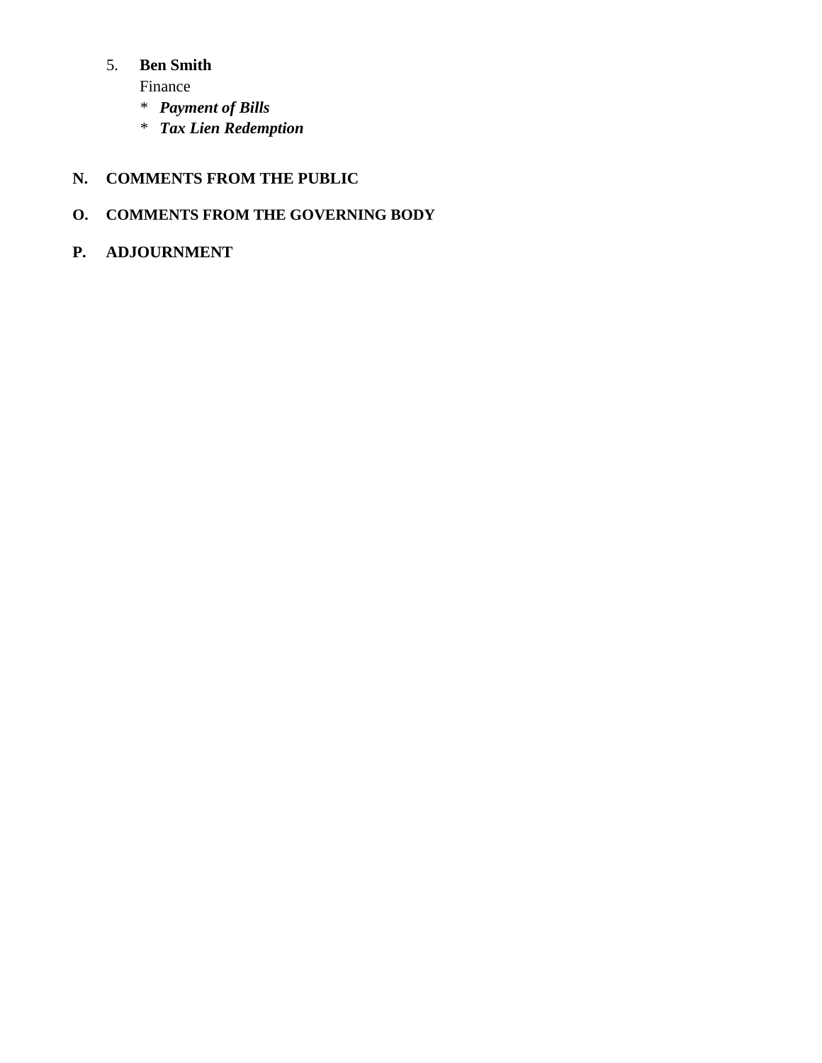5. **Ben Smith**

   Finance

   * ***Payment of Bills***
   * ***Tax Lien Redemption***

**N. COMMENTS FROM THE PUBLIC**

**O. COMMENTS FROM THE GOVERNING BODY**

**P. ADJOURNMENT**